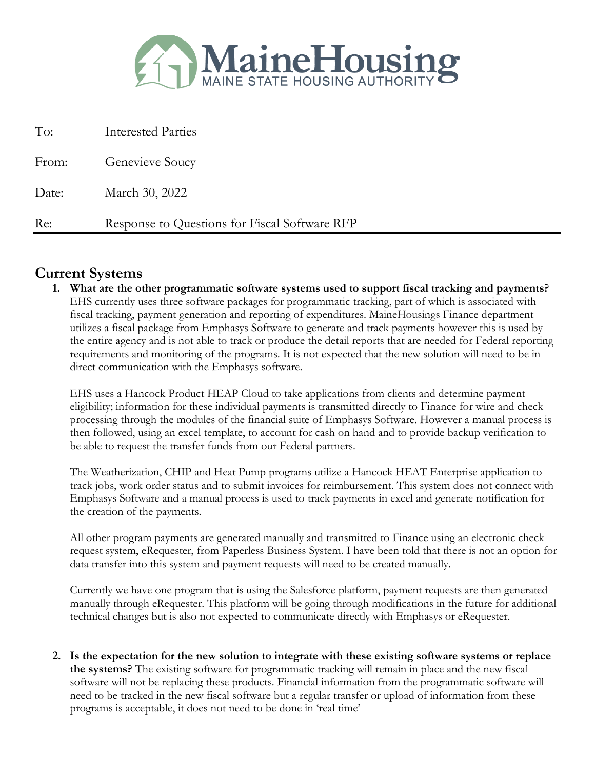MaineHousing
MAINE STATE HOUSING AUTHORITY

To: Interested Parties

From: Genevieve Soucy

Date: March 30, 2022

Re: Response to Questions for Fiscal Software RFP

## Current Systems

1. **What are the other programmatic software systems used to support fiscal tracking and payments?** EHS currently uses three software packages for programmatic tracking, part of which is associated with fiscal tracking, payment generation and reporting of expenditures. MaineHousings Finance department utilizes a fiscal package from Emphasys Software to generate and track payments however this is used by the entire agency and is not able to track or produce the detail reports that are needed for Federal reporting requirements and monitoring of the programs. It is not expected that the new solution will need to be in direct communication with the Emphasys software.

   EHS uses a Hancock Product HEAP Cloud to take applications from clients and determine payment eligibility; information for these individual payments is transmitted directly to Finance for wire and check processing through the modules of the financial suite of Emphasys Software. However a manual process is then followed, using an excel template, to account for cash on hand and to provide backup verification to be able to request the transfer funds from our Federal partners.

   The Weatherization, CHIP and Heat Pump programs utilize a Hancock HEAT Enterprise application to track jobs, work order status and to submit invoices for reimbursement. This system does not connect with Emphasys Software and a manual process is used to track payments in excel and generate notification for the creation of the payments.

   All other program payments are generated manually and transmitted to Finance using an electronic check request system, eRequester, from Paperless Business System. I have been told that there is not an option for data transfer into this system and payment requests will need to be created manually.

   Currently we have one program that is using the Salesforce platform, payment requests are then generated manually through eRequester. This platform will be going through modifications in the future for additional technical changes but is also not expected to communicate directly with Emphasys or eRequester.

2. **Is the expectation for the new solution to integrate with these existing software systems or replace the systems?** The existing software for programmatic tracking will remain in place and the new fiscal software will not be replacing these products. Financial information from the programmatic software will need to be tracked in the new fiscal software but a regular transfer or upload of information from these programs is acceptable, it does not need to be done in 'real time'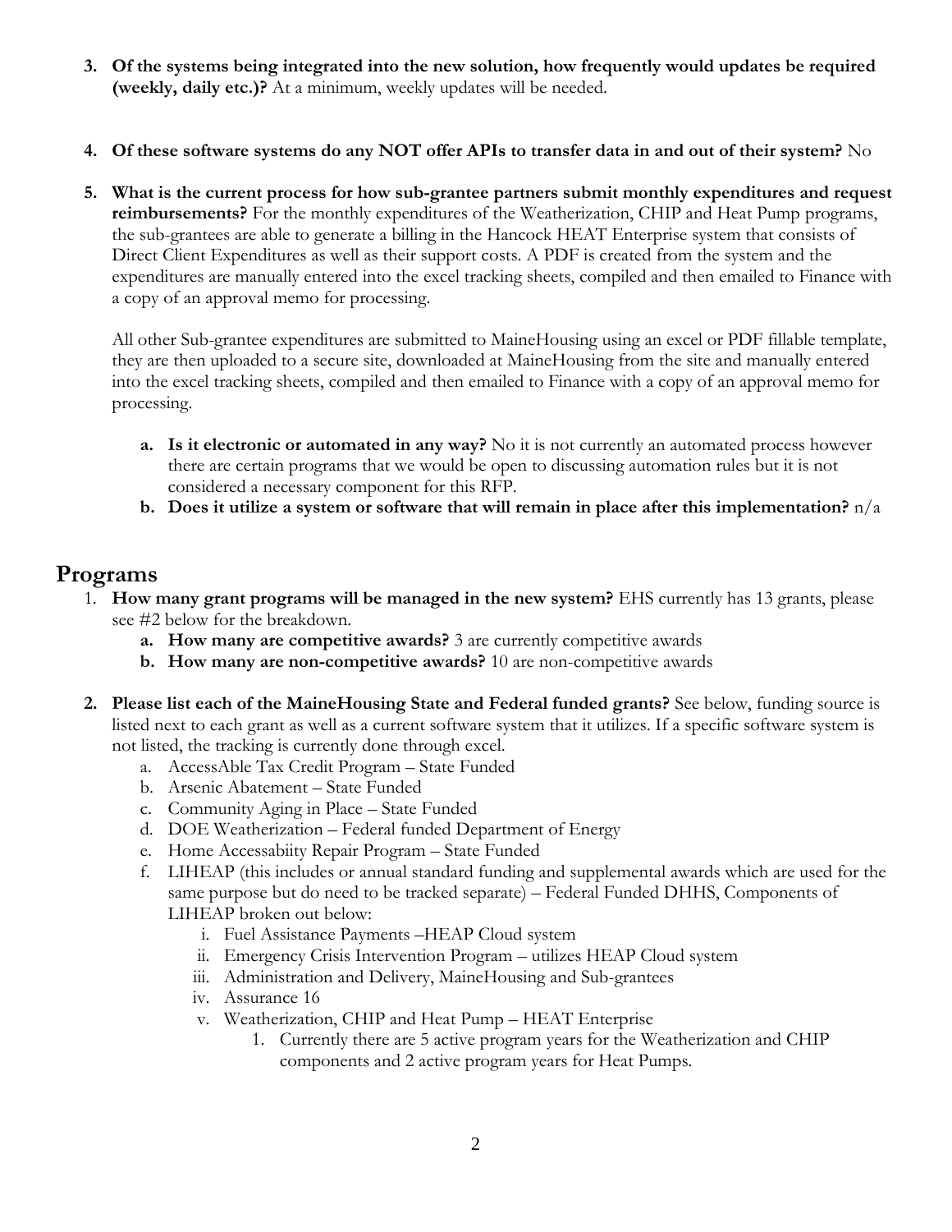3. **Of the systems being integrated into the new solution, how frequently would updates be required (weekly, daily etc.)?** At a minimum, weekly updates will be needed.

4. **Of these software systems do any NOT offer APIs to transfer data in and out of their system?** No

5. **What is the current process for how sub-grantee partners submit monthly expenditures and request reimbursements?** For the monthly expenditures of the Weatherization, CHIP and Heat Pump programs, the sub-grantees are able to generate a billing in the Hancock HEAT Enterprise system that consists of Direct Client Expenditures as well as their support costs. A PDF is created from the system and the expenditures are manually entered into the excel tracking sheets, compiled and then emailed to Finance with a copy of an approval memo for processing.

   All other Sub-grantee expenditures are submitted to MaineHousing using an excel or PDF fillable template, they are then uploaded to a secure site, downloaded at MaineHousing from the site and manually entered into the excel tracking sheets, compiled and then emailed to Finance with a copy of an approval memo for processing.

   a. **Is it electronic or automated in any way?** No it is not currently an automated process however there are certain programs that we would be open to discussing automation rules but it is not considered a necessary component for this RFP.
   b. **Does it utilize a system or software that will remain in place after this implementation?** n/a

## Programs

1. **How many grant programs will be managed in the new system?** EHS currently has 13 grants, please see #2 below for the breakdown.
   a. **How many are competitive awards?** 3 are currently competitive awards
   b. **How many are non-competitive awards?** 10 are non-competitive awards

2. **Please list each of the MaineHousing State and Federal funded grants?** See below, funding source is listed next to each grant as well as a current software system that it utilizes. If a specific software system is not listed, the tracking is currently done through excel.
   a. AccessAble Tax Credit Program – State Funded
   b. Arsenic Abatement – State Funded
   c. Community Aging in Place – State Funded
   d. DOE Weatherization – Federal funded Department of Energy
   e. Home Accessabiity Repair Program – State Funded
   f. LIHEAP (this includes or annual standard funding and supplemental awards which are used for the same purpose but do need to be tracked separate) – Federal Funded DHHS, Components of LIHEAP broken out below:
      i. Fuel Assistance Payments –HEAP Cloud system
      ii. Emergency Crisis Intervention Program – utilizes HEAP Cloud system
      iii. Administration and Delivery, MaineHousing and Sub-grantees
      iv. Assurance 16
      v. Weatherization, CHIP and Heat Pump – HEAT Enterprise
         1. Currently there are 5 active program years for the Weatherization and CHIP components and 2 active program years for Heat Pumps.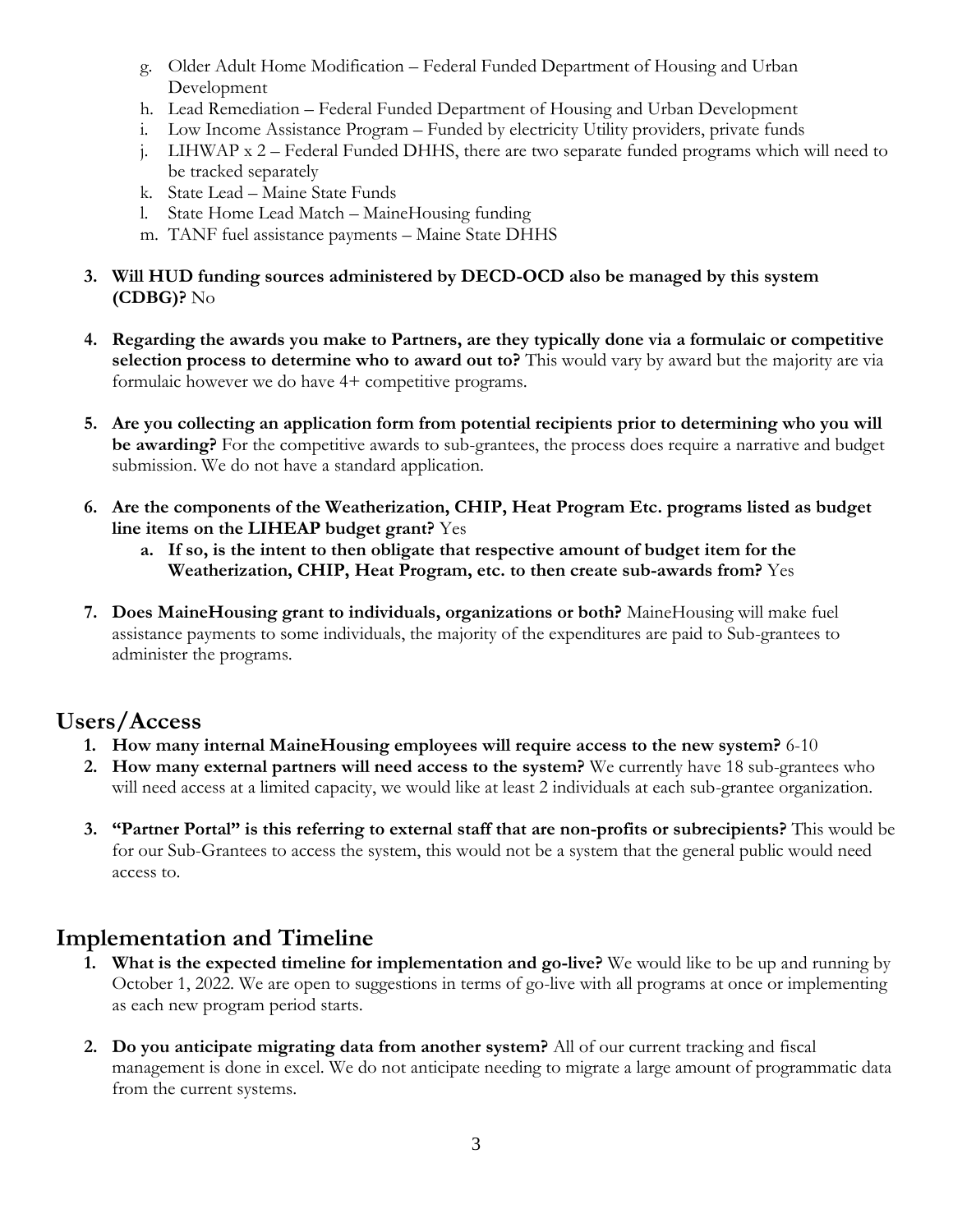g. Older Adult Home Modification – Federal Funded Department of Housing and Urban Development
h. Lead Remediation – Federal Funded Department of Housing and Urban Development
i. Low Income Assistance Program – Funded by electricity Utility providers, private funds
j. LIHWAP x 2 – Federal Funded DHHS, there are two separate funded programs which will need to be tracked separately
k. State Lead – Maine State Funds
l. State Home Lead Match – MaineHousing funding
m. TANF fuel assistance payments – Maine State DHHS

3. **Will HUD funding sources administered by DECD-OCD also be managed by this system (CDBG)?** No

4. **Regarding the awards you make to Partners, are they typically done via a formulaic or competitive selection process to determine who to award out to?** This would vary by award but the majority are via formulaic however we do have 4+ competitive programs.

5. **Are you collecting an application form from potential recipients prior to determining who you will be awarding?** For the competitive awards to sub-grantees, the process does require a narrative and budget submission. We do not have a standard application.

6. **Are the components of the Weatherization, CHIP, Heat Program Etc. programs listed as budget line items on the LIHEAP budget grant?** Yes
   a. **If so, is the intent to then obligate that respective amount of budget item for the Weatherization, CHIP, Heat Program, etc. to then create sub-awards from?** Yes

7. **Does MaineHousing grant to individuals, organizations or both?** MaineHousing will make fuel assistance payments to some individuals, the majority of the expenditures are paid to Sub-grantees to administer the programs.

## Users/Access

1. **How many internal MaineHousing employees will require access to the new system?** 6-10
2. **How many external partners will need access to the system?** We currently have 18 sub-grantees who will need access at a limited capacity, we would like at least 2 individuals at each sub-grantee organization.

3. **"Partner Portal" is this referring to external staff that are non-profits or subrecipients?** This would be for our Sub-Grantees to access the system, this would not be a system that the general public would need access to.

## Implementation and Timeline

1. **What is the expected timeline for implementation and go-live?** We would like to be up and running by October 1, 2022. We are open to suggestions in terms of go-live with all programs at once or implementing as each new program period starts.

2. **Do you anticipate migrating data from another system?** All of our current tracking and fiscal management is done in excel. We do not anticipate needing to migrate a large amount of programmatic data from the current systems.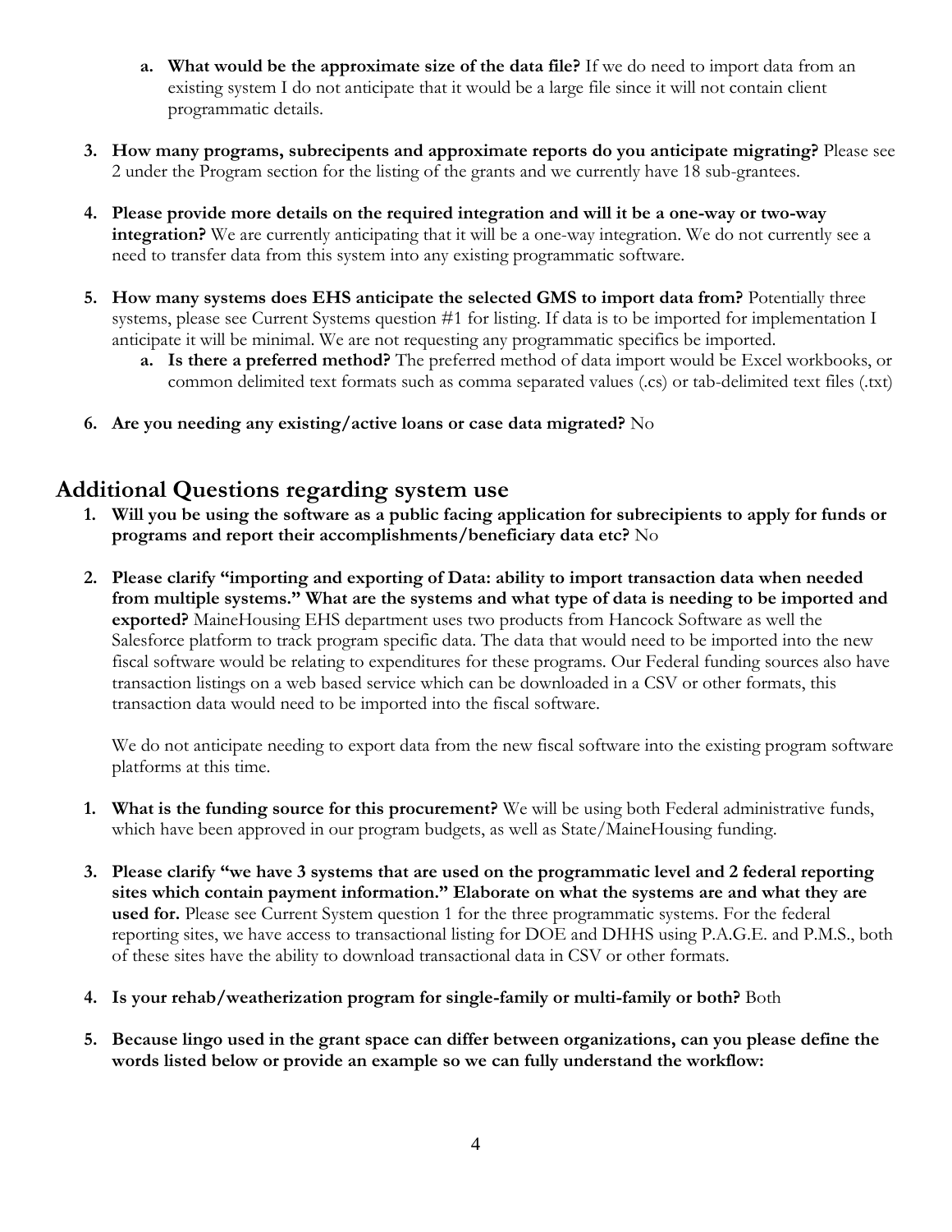a. **What would be the approximate size of the data file?** If we do need to import data from an existing system I do not anticipate that it would be a large file since it will not contain client programmatic details.

3. **How many programs, subrecipents and approximate reports do you anticipate migrating?** Please see 2 under the Program section for the listing of the grants and we currently have 18 sub-grantees.

4. **Please provide more details on the required integration and will it be a one-way or two-way integration?** We are currently anticipating that it will be a one-way integration. We do not currently see a need to transfer data from this system into any existing programmatic software.

5. **How many systems does EHS anticipate the selected GMS to import data from?** Potentially three systems, please see Current Systems question #1 for listing. If data is to be imported for implementation I anticipate it will be minimal. We are not requesting any programmatic specifics be imported.
   a. **Is there a preferred method?** The preferred method of data import would be Excel workbooks, or common delimited text formats such as comma separated values (.cs) or tab-delimited text files (.txt)

6. **Are you needing any existing/active loans or case data migrated?** No

## Additional Questions regarding system use

1. **Will you be using the software as a public facing application for subrecipients to apply for funds or programs and report their accomplishments/beneficiary data etc?** No

2. **Please clarify "importing and exporting of Data: ability to import transaction data when needed from multiple systems." What are the systems and what type of data is needing to be imported and exported?** MaineHousing EHS department uses two products from Hancock Software as well the Salesforce platform to track program specific data. The data that would need to be imported into the new fiscal software would be relating to expenditures for these programs. Our Federal funding sources also have transaction listings on a web based service which can be downloaded in a CSV or other formats, this transaction data would need to be imported into the fiscal software.

   We do not anticipate needing to export data from the new fiscal software into the existing program software platforms at this time.

1. **What is the funding source for this procurement?** We will be using both Federal administrative funds, which have been approved in our program budgets, as well as State/MaineHousing funding.

3. **Please clarify "we have 3 systems that are used on the programmatic level and 2 federal reporting sites which contain payment information." Elaborate on what the systems are and what they are used for.** Please see Current System question 1 for the three programmatic systems. For the federal reporting sites, we have access to transactional listing for DOE and DHHS using P.A.G.E. and P.M.S., both of these sites have the ability to download transactional data in CSV or other formats.

4. **Is your rehab/weatherization program for single-family or multi-family or both?** Both

5. **Because lingo used in the grant space can differ between organizations, can you please define the words listed below or provide an example so we can fully understand the workflow:**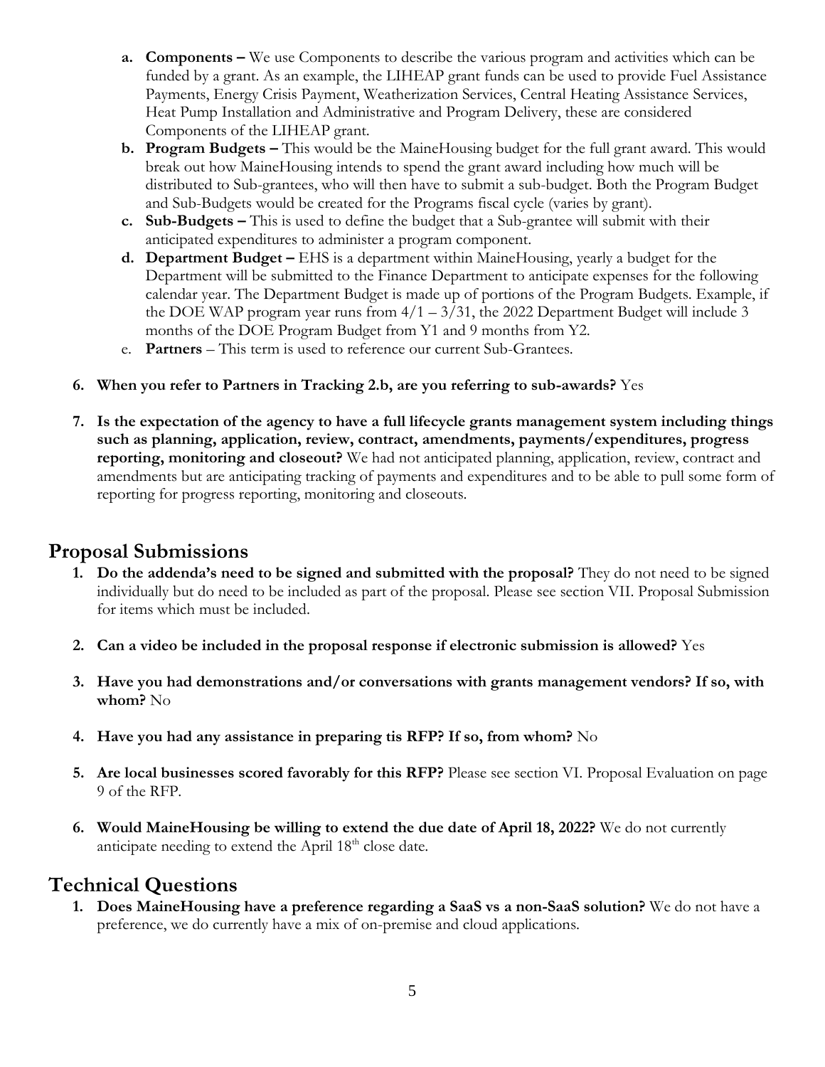a. **Components –** We use Components to describe the various program and activities which can be funded by a grant. As an example, the LIHEAP grant funds can be used to provide Fuel Assistance Payments, Energy Crisis Payment, Weatherization Services, Central Heating Assistance Services, Heat Pump Installation and Administrative and Program Delivery, these are considered Components of the LIHEAP grant.

b. **Program Budgets –** This would be the MaineHousing budget for the full grant award. This would break out how MaineHousing intends to spend the grant award including how much will be distributed to Sub-grantees, who will then have to submit a sub-budget. Both the Program Budget and Sub-Budgets would be created for the Programs fiscal cycle (varies by grant).

c. **Sub-Budgets –** This is used to define the budget that a Sub-grantee will submit with their anticipated expenditures to administer a program component.

d. **Department Budget –** EHS is a department within MaineHousing, yearly a budget for the Department will be submitted to the Finance Department to anticipate expenses for the following calendar year. The Department Budget is made up of portions of the Program Budgets. Example, if the DOE WAP program year runs from 4/1 – 3/31, the 2022 Department Budget will include 3 months of the DOE Program Budget from Y1 and 9 months from Y2.

e. **Partners** – This term is used to reference our current Sub-Grantees.

6. **When you refer to Partners in Tracking 2.b, are you referring to sub-awards?** Yes

7. **Is the expectation of the agency to have a full lifecycle grants management system including things such as planning, application, review, contract, amendments, payments/expenditures, progress reporting, monitoring and closeout?** We had not anticipated planning, application, review, contract and amendments but are anticipating tracking of payments and expenditures and to be able to pull some form of reporting for progress reporting, monitoring and closeouts.

## Proposal Submissions

1. **Do the addenda's need to be signed and submitted with the proposal?** They do not need to be signed individually but do need to be included as part of the proposal. Please see section VII. Proposal Submission for items which must be included.

2. **Can a video be included in the proposal response if electronic submission is allowed?** Yes

3. **Have you had demonstrations and/or conversations with grants management vendors? If so, with whom?** No

4. **Have you had any assistance in preparing tis RFP? If so, from whom?** No

5. **Are local businesses scored favorably for this RFP?** Please see section VI. Proposal Evaluation on page 9 of the RFP.

6. **Would MaineHousing be willing to extend the due date of April 18, 2022?** We do not currently anticipate needing to extend the April 18th close date.

## Technical Questions

1. **Does MaineHousing have a preference regarding a SaaS vs a non-SaaS solution?** We do not have a preference, we do currently have a mix of on-premise and cloud applications.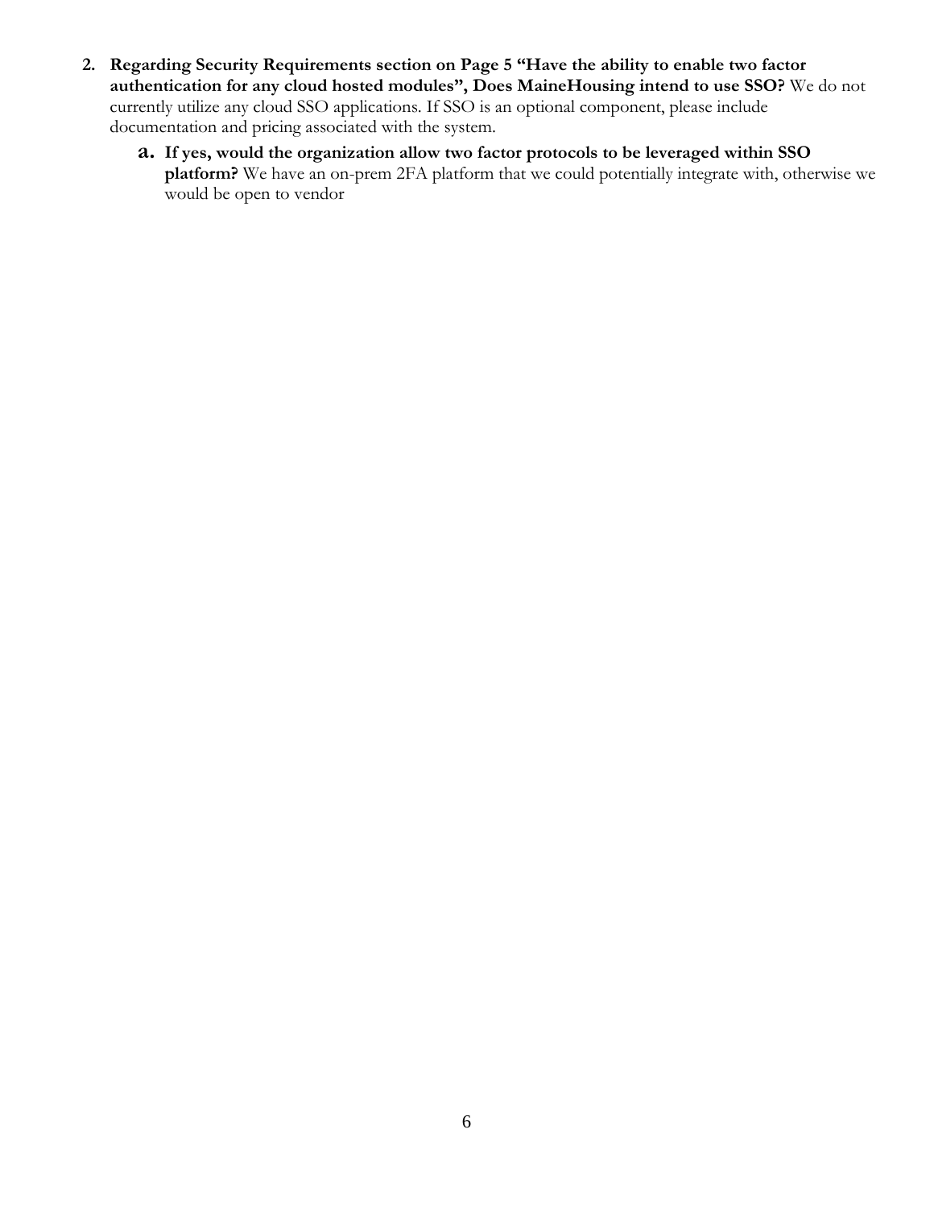2. **Regarding Security Requirements section on Page 5 "Have the ability to enable two factor authentication for any cloud hosted modules", Does MaineHousing intend to use SSO?** We do not currently utilize any cloud SSO applications. If SSO is an optional component, please include documentation and pricing associated with the system.
    a. **If yes, would the organization allow two factor protocols to be leveraged within SSO platform?** We have an on-prem 2FA platform that we could potentially integrate with, otherwise we would be open to vendor